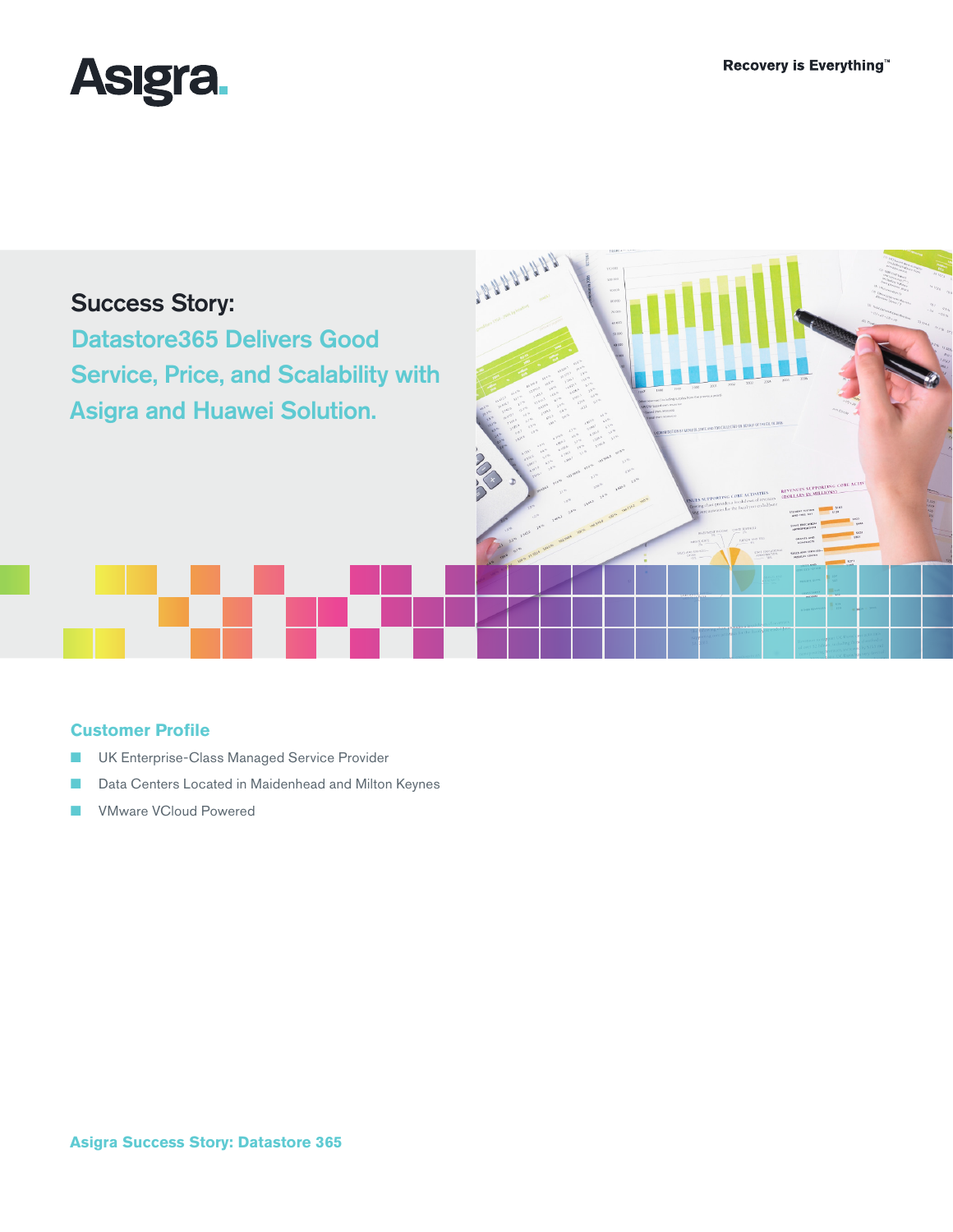Asigra.

Recovery is Everything™

# Success Story:

## Datastore365 Delivers Good Service, Price, and Scalability with Asigra and Huawei Solution.

### Customer Profile

- UK Enterprise-Class Managed Service Provider
- Data Centers Located in Maidenhead and Milton Keynes
- VMware VCloud Powered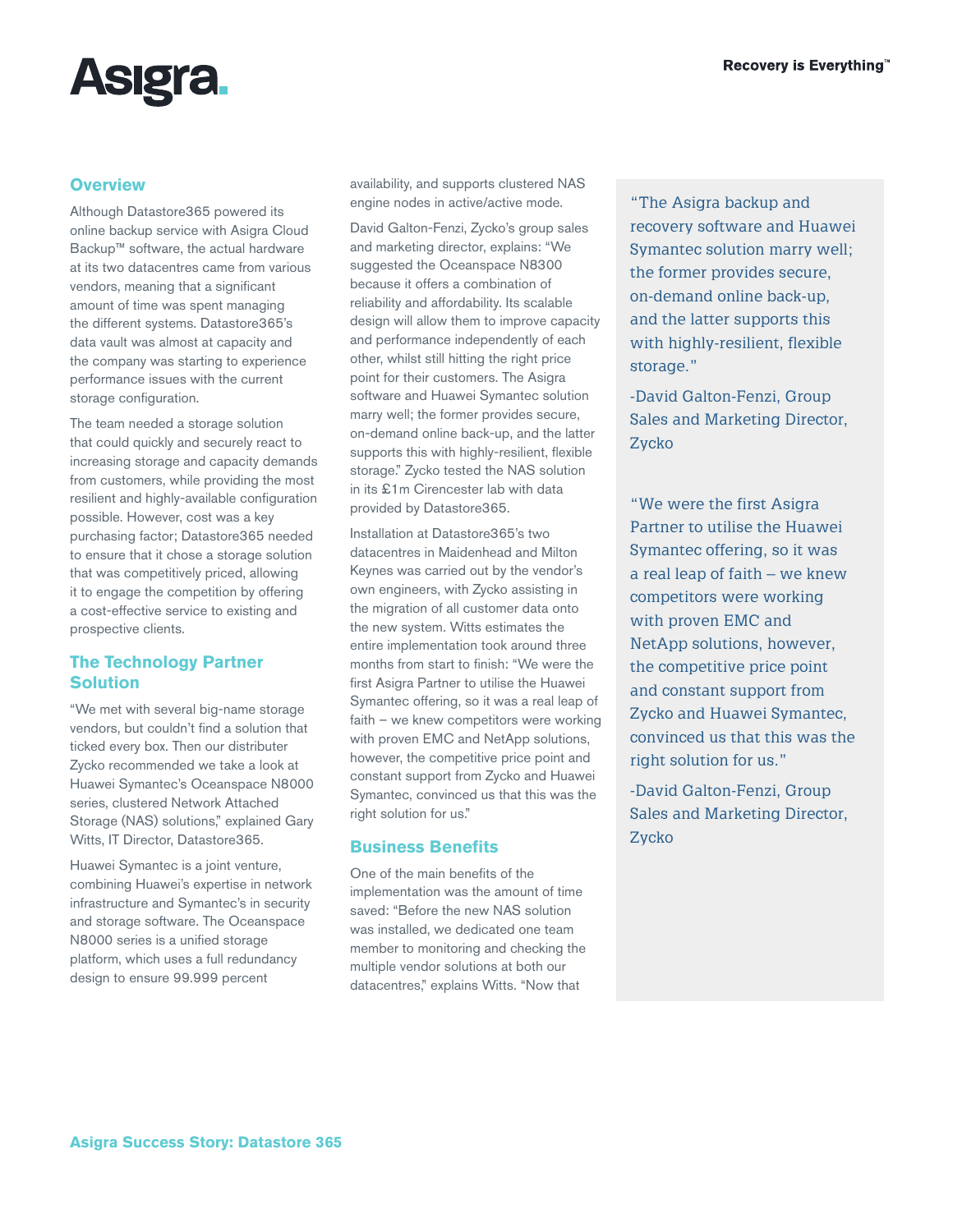## Overview

Although Datastore365 powered its online backup service with Asigra Cloud Backup™ software, the actual hardware at its two datacentres came from various vendors, meaning that a significant amount of time was spent managing the different systems. Datastore365's data vault was almost at capacity and the company was starting to experience performance issues with the current storage configuration.

The team needed a storage solution that could quickly and securely react to increasing storage and capacity demands from customers, while providing the most resilient and highly-available configuration possible. However, cost was a key purchasing factor; Datastore365 needed to ensure that it chose a storage solution that was competitively priced, allowing it to engage the competition by offering a cost-effective service to existing and prospective clients.

## The Technology Partner Solution

"We met with several big-name storage vendors, but couldn't find a solution that ticked every box. Then our distributer Zycko recommended we take a look at Huawei Symantec's Oceanspace N8000 series, clustered Network Attached Storage (NAS) solutions," explained Gary Witts, IT Director, Datastore365.

Huawei Symantec is a joint venture, combining Huawei's expertise in network infrastructure and Symantec's in security and storage software. The Oceanspace N8000 series is a unified storage platform, which uses a full redundancy design to ensure 99.999 percent availability, and supports clustered NAS engine nodes in active/active mode.

David Galton-Fenzi, Zycko's group sales and marketing director, explains: "We suggested the Oceanspace N8300 because it offers a combination of reliability and affordability. Its scalable design will allow them to improve capacity and performance independently of each other, whilst still hitting the right price point for their customers. The Asigra software and Huawei Symantec solution marry well; the former provides secure, on-demand online back-up, and the latter supports this with highly-resilient, flexible storage." Zycko tested the NAS solution in its £1m Cirencester lab with data provided by Datastore365.

Installation at Datastore365's two datacentres in Maidenhead and Milton Keynes was carried out by the vendor's own engineers, with Zycko assisting in the migration of all customer data onto the new system. Witts estimates the entire implementation took around three months from start to finish: "We were the first Asigra Partner to utilise the Huawei Symantec offering, so it was a real leap of faith – we knew competitors were working with proven EMC and NetApp solutions, however, the competitive price point and constant support from Zycko and Huawei Symantec, convinced us that this was the right solution for us."

## Business Benefits

One of the main benefits of the implementation was the amount of time saved: "Before the new NAS solution was installed, we dedicated one team member to monitoring and checking the multiple vendor solutions at both our datacentres," explains Witts. "Now that

> "The Asigra backup and recovery software and Huawei Symantec solution marry well; the former provides secure, on-demand online back-up, and the latter supports this with highly-resilient, flexible storage."
>
> -David Galton-Fenzi, Group Sales and Marketing Director, Zycko

> "We were the first Asigra Partner to utilise the Huawei Symantec offering, so it was a real leap of faith – we knew competitors were working with proven EMC and NetApp solutions, however, the competitive price point and constant support from Zycko and Huawei Symantec, convinced us that this was the right solution for us."
>
> -David Galton-Fenzi, Group Sales and Marketing Director, Zycko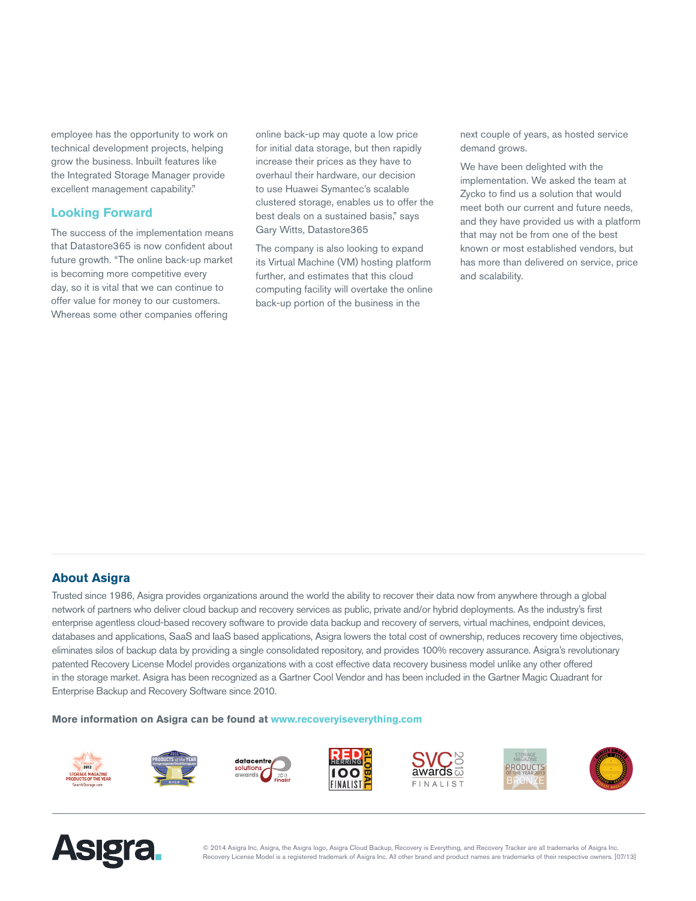employee has the opportunity to work on technical development projects, helping grow the business. Inbuilt features like the Integrated Storage Manager provide excellent management capability."

## Looking Forward

The success of the implementation means that Datastore365 is now confident about future growth. "The online back-up market is becoming more competitive every day, so it is vital that we can continue to offer value for money to our customers. Whereas some other companies offering online back-up may quote a low price for initial data storage, but then rapidly increase their prices as they have to overhaul their hardware, our decision to use Huawei Symantec's scalable clustered storage, enables us to offer the best deals on a sustained basis," says Gary Witts, Datastore365

The company is also looking to expand its Virtual Machine (VM) hosting platform further, and estimates that this cloud computing facility will overtake the online back-up portion of the business in the next couple of years, as hosted service demand grows.

We have been delighted with the implementation. We asked the team at Zycko to find us a solution that would meet both our current and future needs, and they have provided us with a platform that may not be from one of the best known or most established vendors, but has more than delivered on service, price and scalability.

## About Asigra

Trusted since 1986, Asigra provides organizations around the world the ability to recover their data now from anywhere through a global network of partners who deliver cloud backup and recovery services as public, private and/or hybrid deployments. As the industry's first enterprise agentless cloud-based recovery software to provide data backup and recovery of servers, virtual machines, endpoint devices, databases and applications, SaaS and IaaS based applications, Asigra lowers the total cost of ownership, reduces recovery time objectives, eliminates silos of backup data by providing a single consolidated repository, and provides 100% recovery assurance. Asigra's revolutionary patented Recovery License Model provides organizations with a cost effective data recovery business model unlike any other offered in the storage market. Asigra has been recognized as a Gartner Cool Vendor and has been included in the Gartner Magic Quadrant for Enterprise Backup and Recovery Software since 2010.

**More information on Asigra can be found at www.recoveryiseverything.com**

Asigra.

© 2014 Asigra Inc. Asigra, the Asigra logo, Asigra Cloud Backup, Recovery is Everything, and Recovery Tracker are all trademarks of Asigra Inc. Recovery License Model is a registered trademark of Asigra Inc. All other brand and product names are trademarks of their respective owners. [07/13]